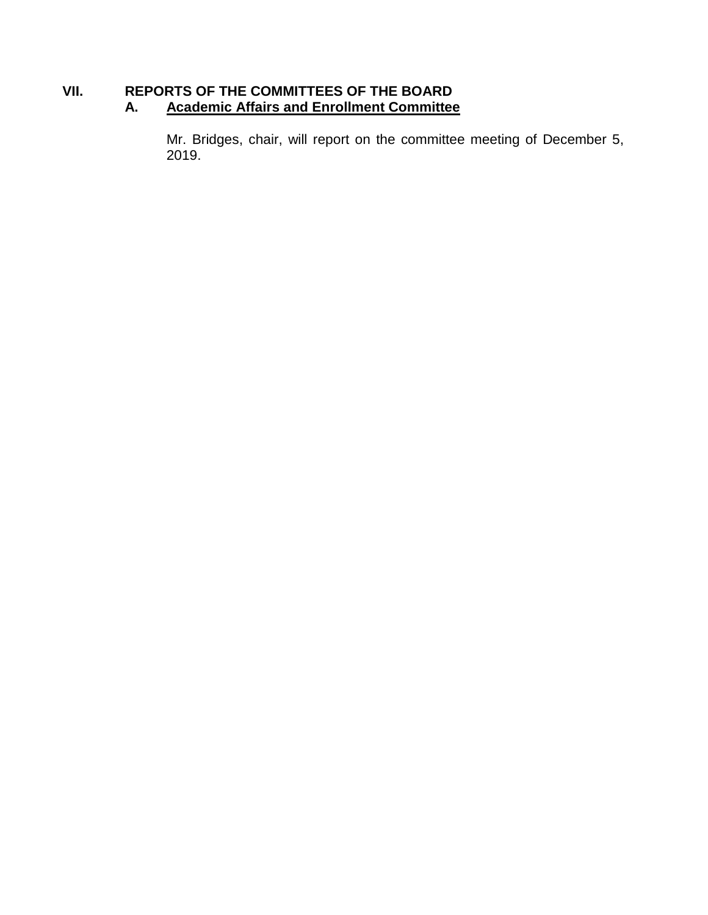## VII. REPORTS OF THE COMMITTEES OF THE BOARD

### A. Academic Affairs and Enrollment Committee

Mr. Bridges, chair, will report on the committee meeting of December 5, 2019.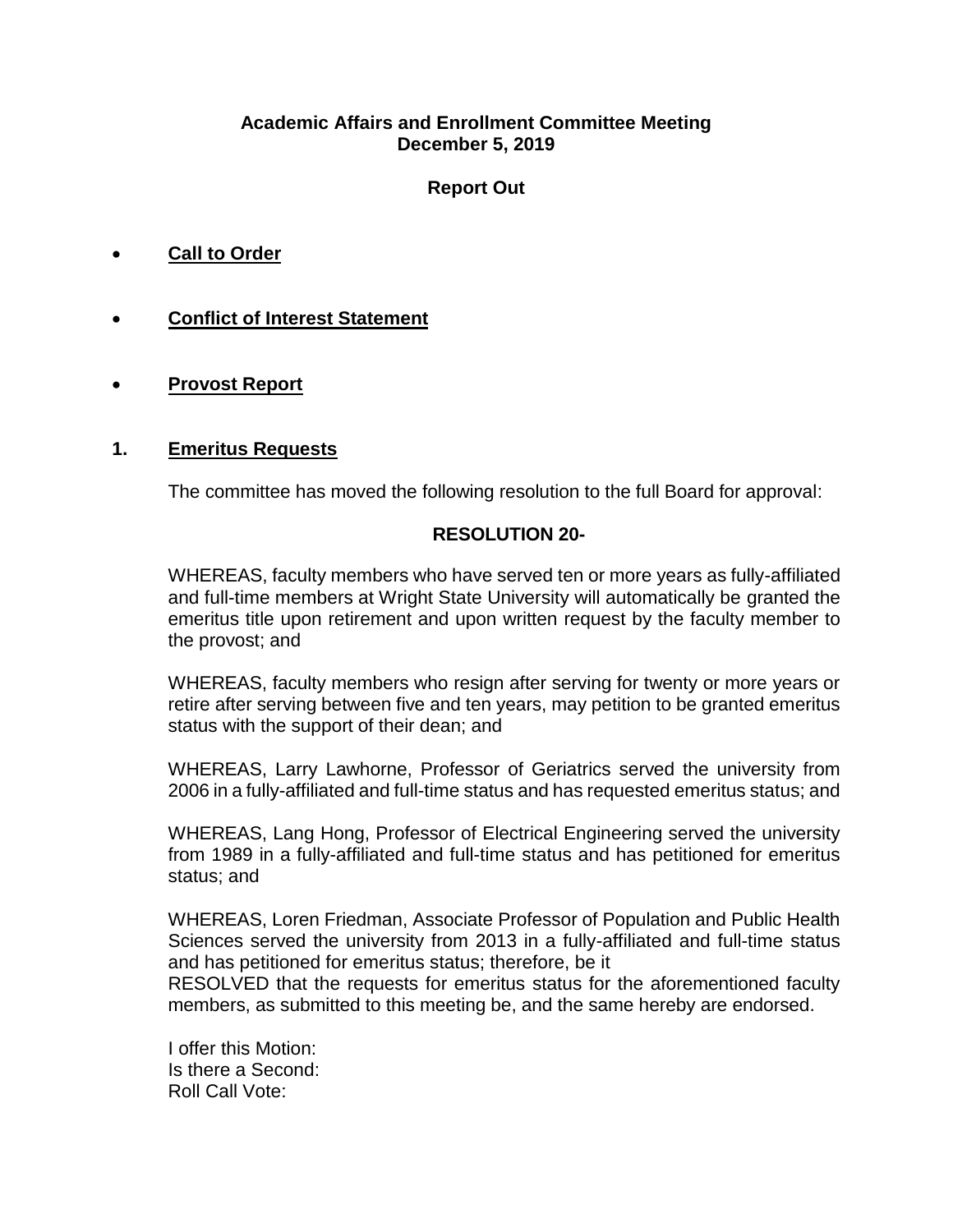**Academic Affairs and Enrollment Committee Meeting**
**December 5, 2019**

**Report Out**

- **Call to Order**

- **Conflict of Interest Statement**

- **Provost Report**

**1. Emeritus Requests**

The committee has moved the following resolution to the full Board for approval:

**RESOLUTION 20-**

WHEREAS, faculty members who have served ten or more years as fully-affiliated and full-time members at Wright State University will automatically be granted the emeritus title upon retirement and upon written request by the faculty member to the provost; and

WHEREAS, faculty members who resign after serving for twenty or more years or retire after serving between five and ten years, may petition to be granted emeritus status with the support of their dean; and

WHEREAS, Larry Lawhorne, Professor of Geriatrics served the university from 2006 in a fully-affiliated and full-time status and has requested emeritus status; and

WHEREAS, Lang Hong, Professor of Electrical Engineering served the university from 1989 in a fully-affiliated and full-time status and has petitioned for emeritus status; and

WHEREAS, Loren Friedman, Associate Professor of Population and Public Health Sciences served the university from 2013 in a fully-affiliated and full-time status and has petitioned for emeritus status; therefore, be it
RESOLVED that the requests for emeritus status for the aforementioned faculty members, as submitted to this meeting be, and the same hereby are endorsed.

I offer this Motion:
Is there a Second:
Roll Call Vote: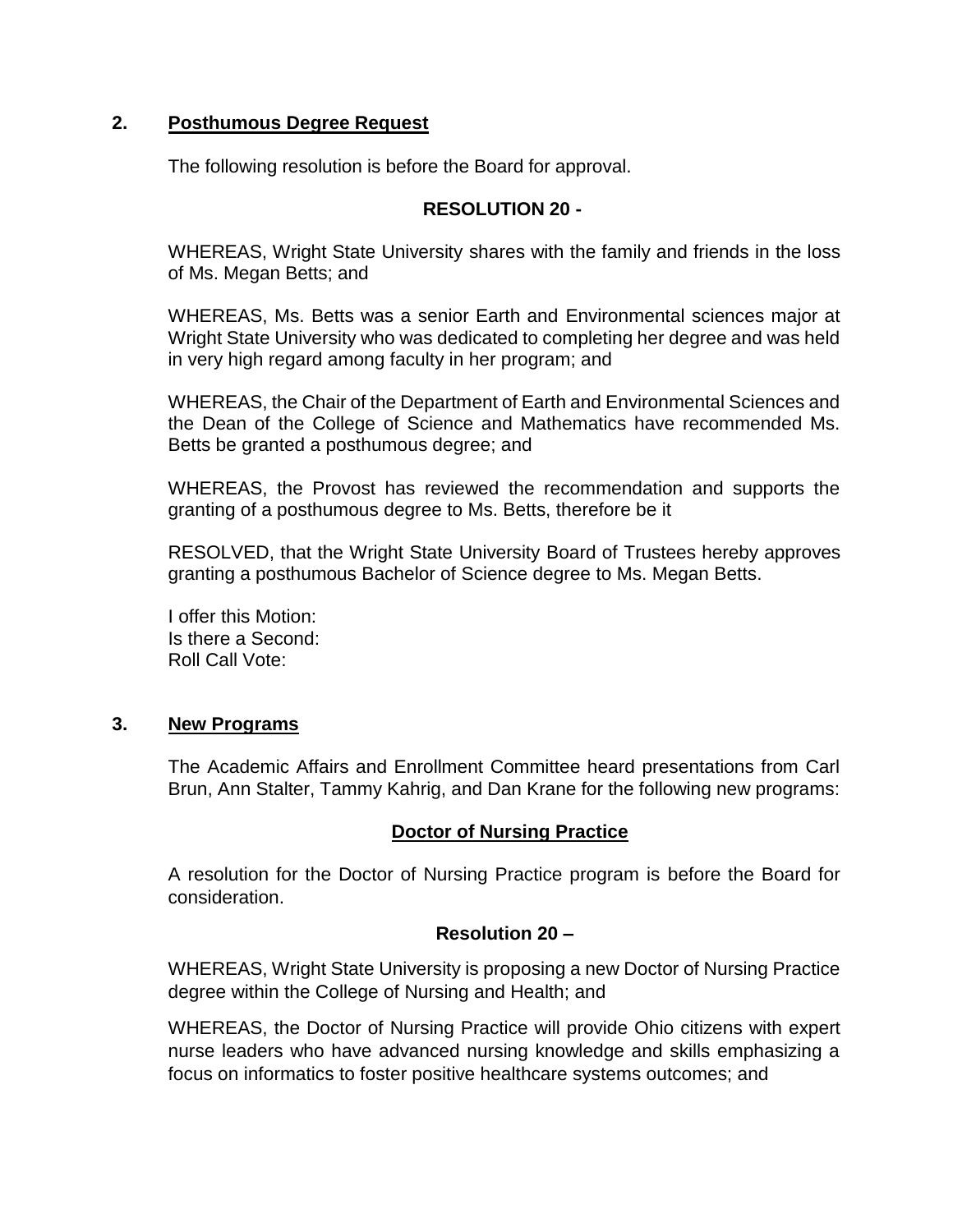## 2. Posthumous Degree Request

The following resolution is before the Board for approval.

**RESOLUTION 20 -**

WHEREAS, Wright State University shares with the family and friends in the loss of Ms. Megan Betts; and

WHEREAS, Ms. Betts was a senior Earth and Environmental sciences major at Wright State University who was dedicated to completing her degree and was held in very high regard among faculty in her program; and

WHEREAS, the Chair of the Department of Earth and Environmental Sciences and the Dean of the College of Science and Mathematics have recommended Ms. Betts be granted a posthumous degree; and

WHEREAS, the Provost has reviewed the recommendation and supports the granting of a posthumous degree to Ms. Betts, therefore be it

RESOLVED, that the Wright State University Board of Trustees hereby approves granting a posthumous Bachelor of Science degree to Ms. Megan Betts.

I offer this Motion:
Is there a Second:
Roll Call Vote:

## 3. New Programs

The Academic Affairs and Enrollment Committee heard presentations from Carl Brun, Ann Stalter, Tammy Kahrig, and Dan Krane for the following new programs:

### Doctor of Nursing Practice

A resolution for the Doctor of Nursing Practice program is before the Board for consideration.

**Resolution 20 –**

WHEREAS, Wright State University is proposing a new Doctor of Nursing Practice degree within the College of Nursing and Health; and

WHEREAS, the Doctor of Nursing Practice will provide Ohio citizens with expert nurse leaders who have advanced nursing knowledge and skills emphasizing a focus on informatics to foster positive healthcare systems outcomes; and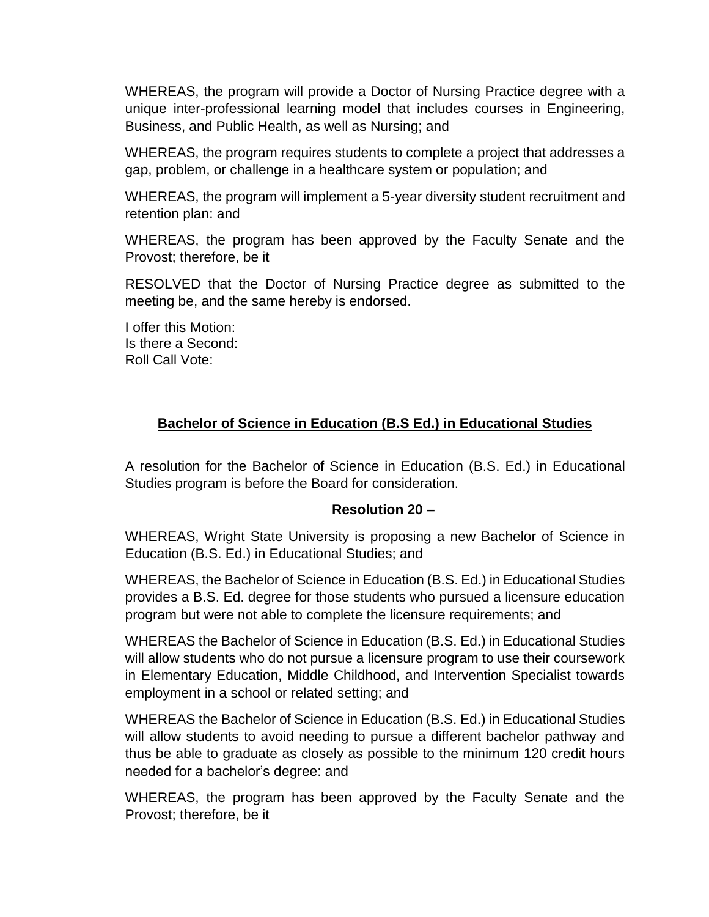WHEREAS, the program will provide a Doctor of Nursing Practice degree with a unique inter-professional learning model that includes courses in Engineering, Business, and Public Health, as well as Nursing; and

WHEREAS, the program requires students to complete a project that addresses a gap, problem, or challenge in a healthcare system or population; and

WHEREAS, the program will implement a 5-year diversity student recruitment and retention plan: and

WHEREAS, the program has been approved by the Faculty Senate and the Provost; therefore, be it

RESOLVED that the Doctor of Nursing Practice degree as submitted to the meeting be, and the same hereby is endorsed.

I offer this Motion:
Is there a Second:
Roll Call Vote:

## Bachelor of Science in Education (B.S Ed.) in Educational Studies

A resolution for the Bachelor of Science in Education (B.S. Ed.) in Educational Studies program is before the Board for consideration.

**Resolution 20 –**

WHEREAS, Wright State University is proposing a new Bachelor of Science in Education (B.S. Ed.) in Educational Studies; and

WHEREAS, the Bachelor of Science in Education (B.S. Ed.) in Educational Studies provides a B.S. Ed. degree for those students who pursued a licensure education program but were not able to complete the licensure requirements; and

WHEREAS the Bachelor of Science in Education (B.S. Ed.) in Educational Studies will allow students who do not pursue a licensure program to use their coursework in Elementary Education, Middle Childhood, and Intervention Specialist towards employment in a school or related setting; and

WHEREAS the Bachelor of Science in Education (B.S. Ed.) in Educational Studies will allow students to avoid needing to pursue a different bachelor pathway and thus be able to graduate as closely as possible to the minimum 120 credit hours needed for a bachelor's degree: and

WHEREAS, the program has been approved by the Faculty Senate and the Provost; therefore, be it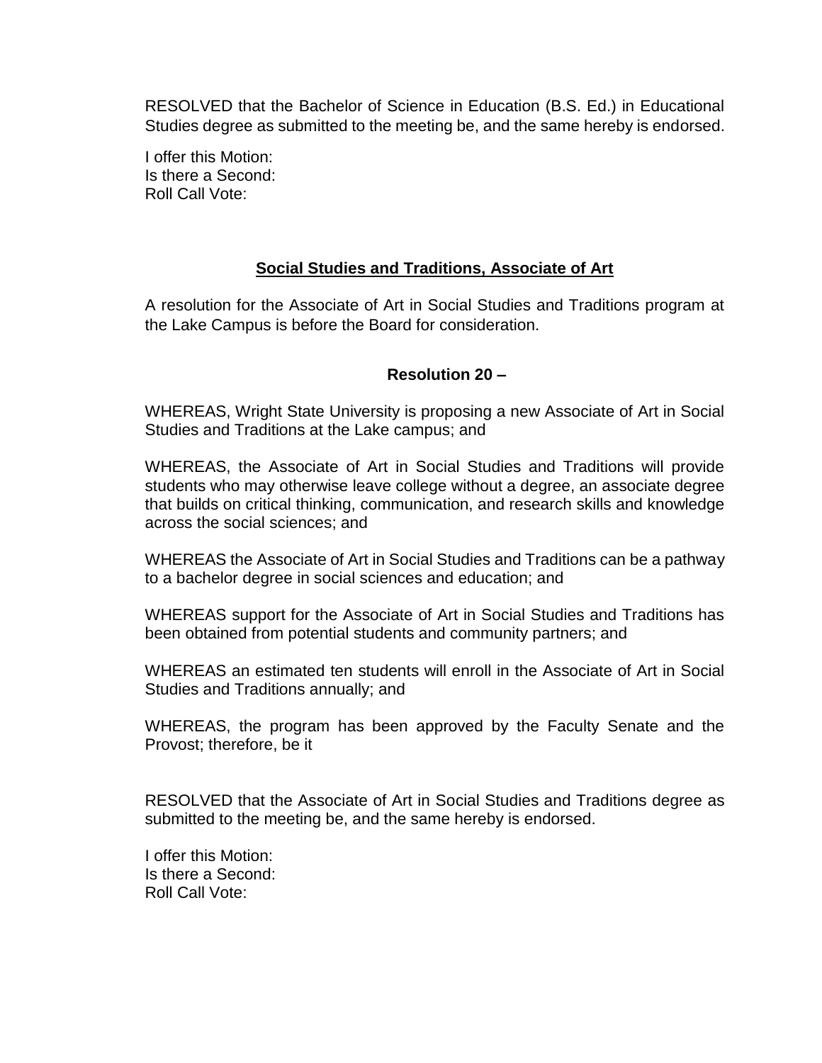RESOLVED that the Bachelor of Science in Education (B.S. Ed.) in Educational Studies degree as submitted to the meeting be, and the same hereby is endorsed.

I offer this Motion:
Is there a Second:
Roll Call Vote:

## <u>Social Studies and Traditions, Associate of Art</u>

A resolution for the Associate of Art in Social Studies and Traditions program at the Lake Campus is before the Board for consideration.

### Resolution 20 –

WHEREAS, Wright State University is proposing a new Associate of Art in Social Studies and Traditions at the Lake campus; and

WHEREAS, the Associate of Art in Social Studies and Traditions will provide students who may otherwise leave college without a degree, an associate degree that builds on critical thinking, communication, and research skills and knowledge across the social sciences; and

WHEREAS the Associate of Art in Social Studies and Traditions can be a pathway to a bachelor degree in social sciences and education; and

WHEREAS support for the Associate of Art in Social Studies and Traditions has been obtained from potential students and community partners; and

WHEREAS an estimated ten students will enroll in the Associate of Art in Social Studies and Traditions annually; and

WHEREAS, the program has been approved by the Faculty Senate and the Provost; therefore, be it

RESOLVED that the Associate of Art in Social Studies and Traditions degree as submitted to the meeting be, and the same hereby is endorsed.

I offer this Motion:
Is there a Second:
Roll Call Vote: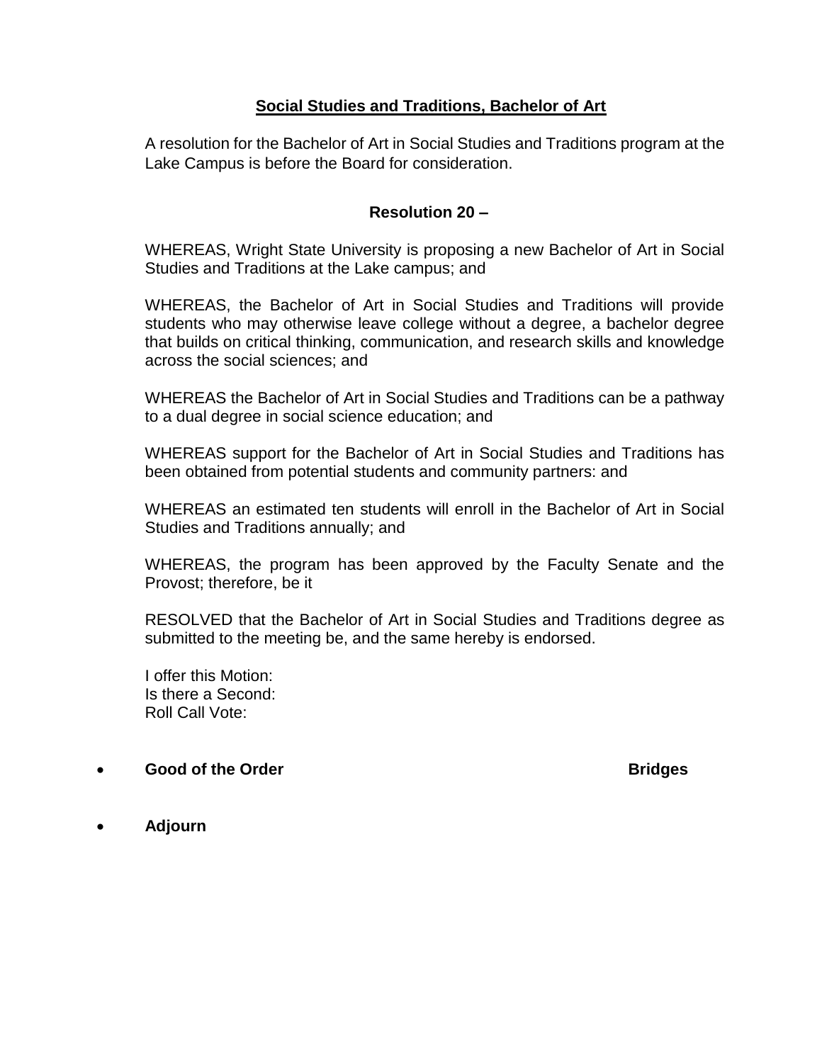**<u>Social Studies and Traditions, Bachelor of Art</u>**

A resolution for the Bachelor of Art in Social Studies and Traditions program at the Lake Campus is before the Board for consideration.

**Resolution 20 –**

WHEREAS, Wright State University is proposing a new Bachelor of Art in Social Studies and Traditions at the Lake campus; and

WHEREAS, the Bachelor of Art in Social Studies and Traditions will provide students who may otherwise leave college without a degree, a bachelor degree that builds on critical thinking, communication, and research skills and knowledge across the social sciences; and

WHEREAS the Bachelor of Art in Social Studies and Traditions can be a pathway to a dual degree in social science education; and

WHEREAS support for the Bachelor of Art in Social Studies and Traditions has been obtained from potential students and community partners: and

WHEREAS an estimated ten students will enroll in the Bachelor of Art in Social Studies and Traditions annually; and

WHEREAS, the program has been approved by the Faculty Senate and the Provost; therefore, be it

RESOLVED that the Bachelor of Art in Social Studies and Traditions degree as submitted to the meeting be, and the same hereby is endorsed.

I offer this Motion:
Is there a Second:
Roll Call Vote:

- **Good of the Order** **Bridges**

- **Adjourn**